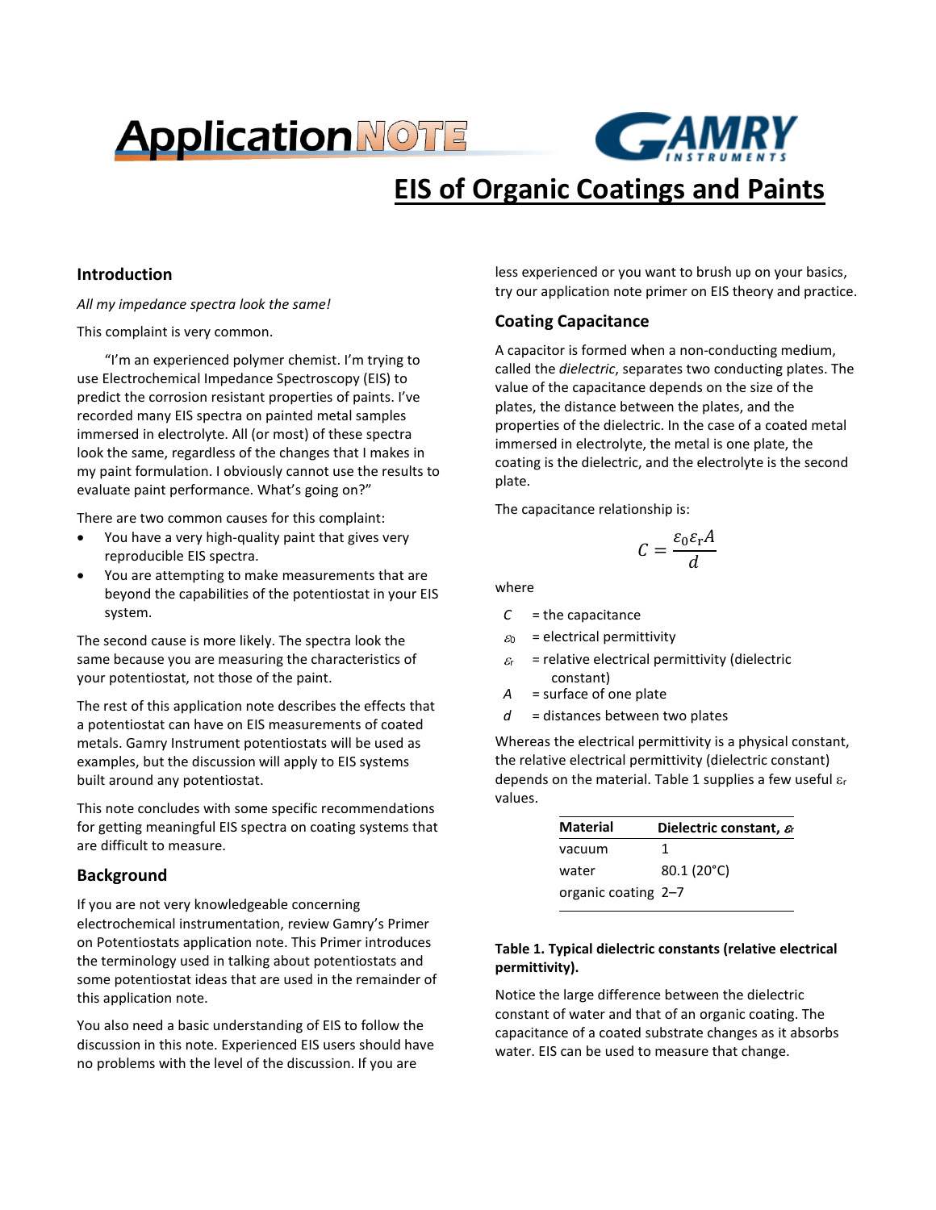# EIS of Organic Coatings and Paints

## Introduction

*All my impedance spectra look the same!*

This complaint is very common.

"I'm an experienced polymer chemist. I'm trying to use Electrochemical Impedance Spectroscopy (EIS) to predict the corrosion resistant properties of paints. I've recorded many EIS spectra on painted metal samples immersed in electrolyte. All (or most) of these spectra look the same, regardless of the changes that I makes in my paint formulation. I obviously cannot use the results to evaluate paint performance. What's going on?"

There are two common causes for this complaint:

- You have a very high-quality paint that gives very reproducible EIS spectra.
- You are attempting to make measurements that are beyond the capabilities of the potentiostat in your EIS system.

The second cause is more likely. The spectra look the same because you are measuring the characteristics of your potentiostat, not those of the paint.

The rest of this application note describes the effects that a potentiostat can have on EIS measurements of coated metals. Gamry Instrument potentiostats will be used as examples, but the discussion will apply to EIS systems built around any potentiostat.

This note concludes with some specific recommendations for getting meaningful EIS spectra on coating systems that are difficult to measure.

## Background

If you are not very knowledgeable concerning electrochemical instrumentation, review Gamry's Primer on Potentiostats application note. This Primer introduces the terminology used in talking about potentiostats and some potentiostat ideas that are used in the remainder of this application note.

You also need a basic understanding of EIS to follow the discussion in this note. Experienced EIS users should have no problems with the level of the discussion. If you are less experienced or you want to brush up on your basics, try our application note primer on EIS theory and practice.

## Coating Capacitance

A capacitor is formed when a non-conducting medium, called the *dielectric*, separates two conducting plates. The value of the capacitance depends on the size of the plates, the distance between the plates, and the properties of the dielectric. In the case of a coated metal immersed in electrolyte, the metal is one plate, the coating is the dielectric, and the electrolyte is the second plate.

The capacitance relationship is:

$$C = \frac{\varepsilon_0 \varepsilon_r A}{d}$$

where

- $C$ = the capacitance
- $\varepsilon_0$ = electrical permittivity
- $\varepsilon_r$ = relative electrical permittivity (dielectric constant)
- $A$ = surface of one plate
- $d$ = distances between two plates

Whereas the electrical permittivity is a physical constant, the relative electrical permittivity (dielectric constant) depends on the material. Table 1 supplies a few useful $\varepsilon_r$ values.

| Material | Dielectric constant, $\varepsilon_r$ |
| --- | --- |
| vacuum | 1 |
| water | 80.1 (20°C) |
| organic coating | 2–7 |

**Table 1. Typical dielectric constants (relative electrical permittivity).**

Notice the large difference between the dielectric constant of water and that of an organic coating. The capacitance of a coated substrate changes as it absorbs water. EIS can be used to measure that change.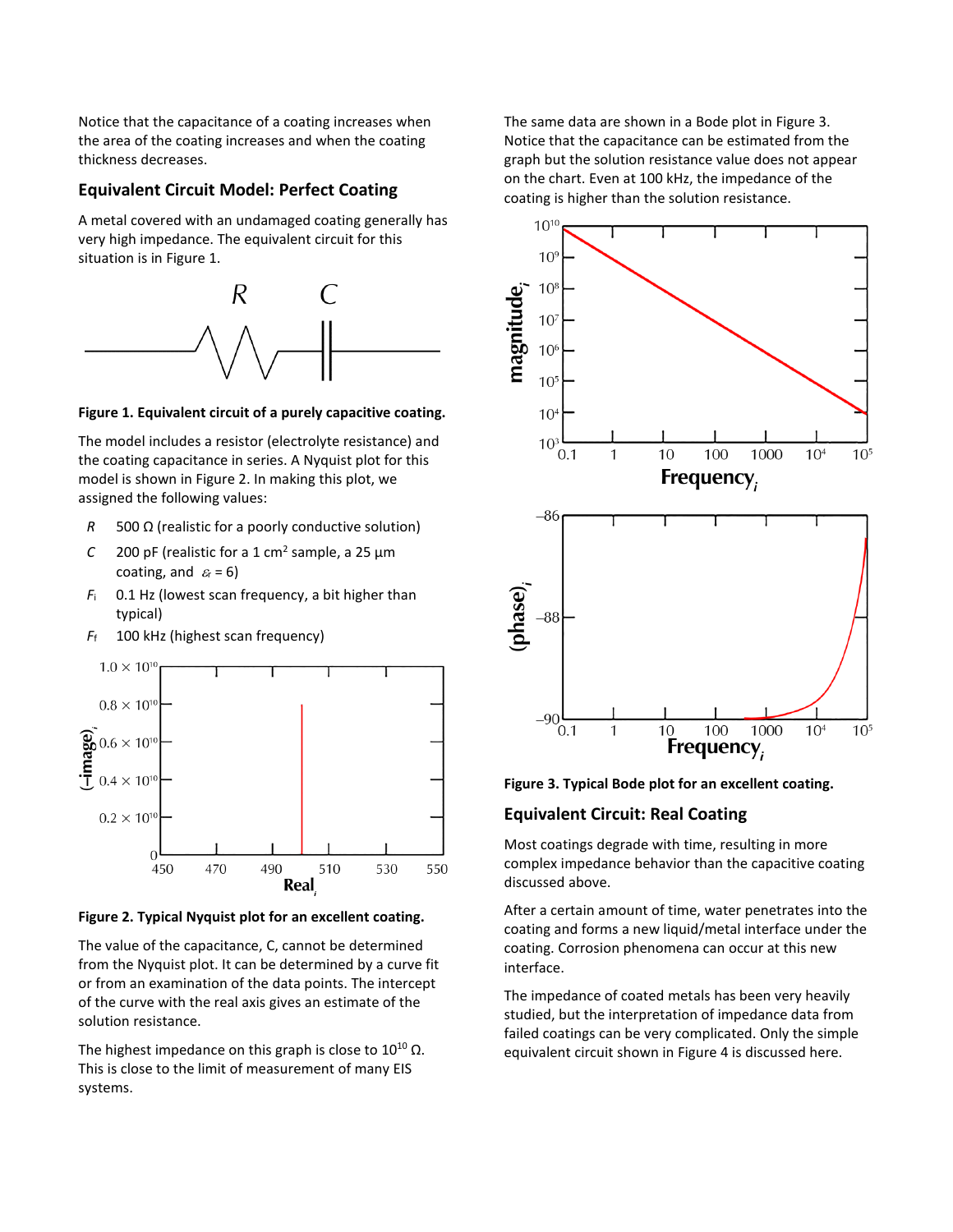Notice that the capacitance of a coating increases when the area of the coating increases and when the coating thickness decreases.

## Equivalent Circuit Model: Perfect Coating

A metal covered with an undamaged coating generally has very high impedance. The equivalent circuit for this situation is in Figure 1.

**Figure 1. Equivalent circuit of a purely capacitive coating.**

The model includes a resistor (electrolyte resistance) and the coating capacitance in series. A Nyquist plot for this model is shown in Figure 2. In making this plot, we assigned the following values:

- $R$ 500 Ω (realistic for a poorly conductive solution)
- $C$ 200 pF (realistic for a 1 cm$^2$ sample, a 25 µm coating, and $\varepsilon_r = 6$)
- $F_i$ 0.1 Hz (lowest scan frequency, a bit higher than typical)
- $F_f$ 100 kHz (highest scan frequency)

**Figure 2. Typical Nyquist plot for an excellent coating.**

The value of the capacitance, C, cannot be determined from the Nyquist plot. It can be determined by a curve fit or from an examination of the data points. The intercept of the curve with the real axis gives an estimate of the solution resistance.

The highest impedance on this graph is close to $10^{10}$ Ω. This is close to the limit of measurement of many EIS systems.

The same data are shown in a Bode plot in Figure 3. Notice that the capacitance can be estimated from the graph but the solution resistance value does not appear on the chart. Even at 100 kHz, the impedance of the coating is higher than the solution resistance.

**Figure 3. Typical Bode plot for an excellent coating.**

## Equivalent Circuit: Real Coating

Most coatings degrade with time, resulting in more complex impedance behavior than the capacitive coating discussed above.

After a certain amount of time, water penetrates into the coating and forms a new liquid/metal interface under the coating. Corrosion phenomena can occur at this new interface.

The impedance of coated metals has been very heavily studied, but the interpretation of impedance data from failed coatings can be very complicated. Only the simple equivalent circuit shown in Figure 4 is discussed here.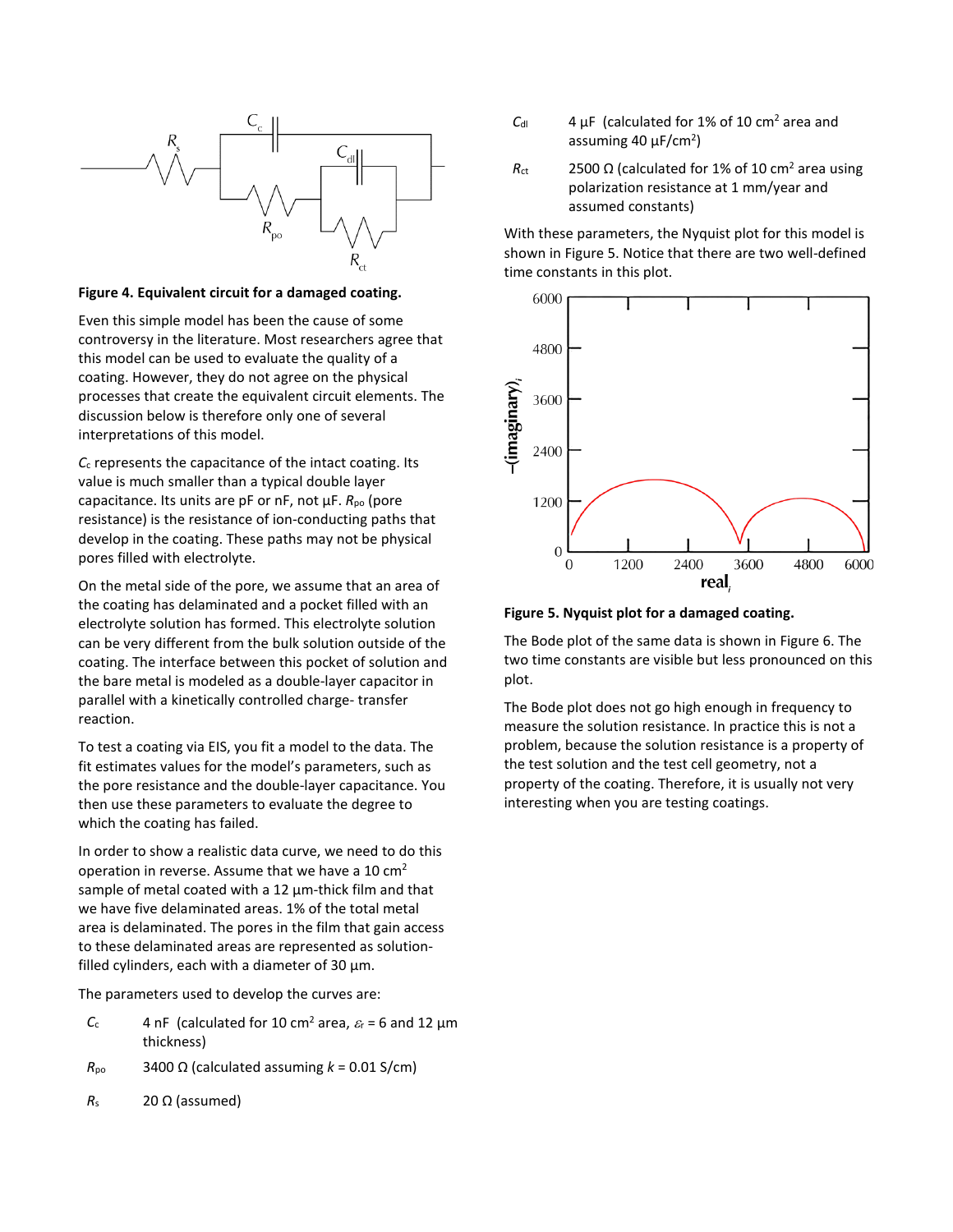**Figure 4. Equivalent circuit for a damaged coating.**

Even this simple model has been the cause of some controversy in the literature. Most researchers agree that this model can be used to evaluate the quality of a coating. However, they do not agree on the physical processes that create the equivalent circuit elements. The discussion below is therefore only one of several interpretations of this model.

$C_c$ represents the capacitance of the intact coating. Its value is much smaller than a typical double layer capacitance. Its units are pF or nF, not µF. $R_{po}$ (pore resistance) is the resistance of ion-conducting paths that develop in the coating. These paths may not be physical pores filled with electrolyte.

On the metal side of the pore, we assume that an area of the coating has delaminated and a pocket filled with an electrolyte solution has formed. This electrolyte solution can be very different from the bulk solution outside of the coating. The interface between this pocket of solution and the bare metal is modeled as a double-layer capacitor in parallel with a kinetically controlled charge- transfer reaction.

To test a coating via EIS, you fit a model to the data. The fit estimates values for the model's parameters, such as the pore resistance and the double-layer capacitance. You then use these parameters to evaluate the degree to which the coating has failed.

In order to show a realistic data curve, we need to do this operation in reverse. Assume that we have a 10 cm$^2$ sample of metal coated with a 12 µm-thick film and that we have five delaminated areas. 1% of the total metal area is delaminated. The pores in the film that gain access to these delaminated areas are represented as solution-filled cylinders, each with a diameter of 30 µm.

The parameters used to develop the curves are:

- $C_c$ — 4 nF (calculated for 10 cm$^2$ area, $\varepsilon_r$ = 6 and 12 µm thickness)
- $R_{po}$ — 3400 Ω (calculated assuming $k$ = 0.01 S/cm)
- $R_s$ — 20 Ω (assumed)
- $C_{dl}$ — 4 µF (calculated for 1% of 10 cm$^2$ area and assuming 40 µF/cm$^2$)
- $R_{ct}$ — 2500 Ω (calculated for 1% of 10 cm$^2$ area using polarization resistance at 1 mm/year and assumed constants)

With these parameters, the Nyquist plot for this model is shown in Figure 5. Notice that there are two well-defined time constants in this plot.

**Figure 5. Nyquist plot for a damaged coating.**

The Bode plot of the same data is shown in Figure 6. The two time constants are visible but less pronounced on this plot.

The Bode plot does not go high enough in frequency to measure the solution resistance. In practice this is not a problem, because the solution resistance is a property of the test solution and the test cell geometry, not a property of the coating. Therefore, it is usually not very interesting when you are testing coatings.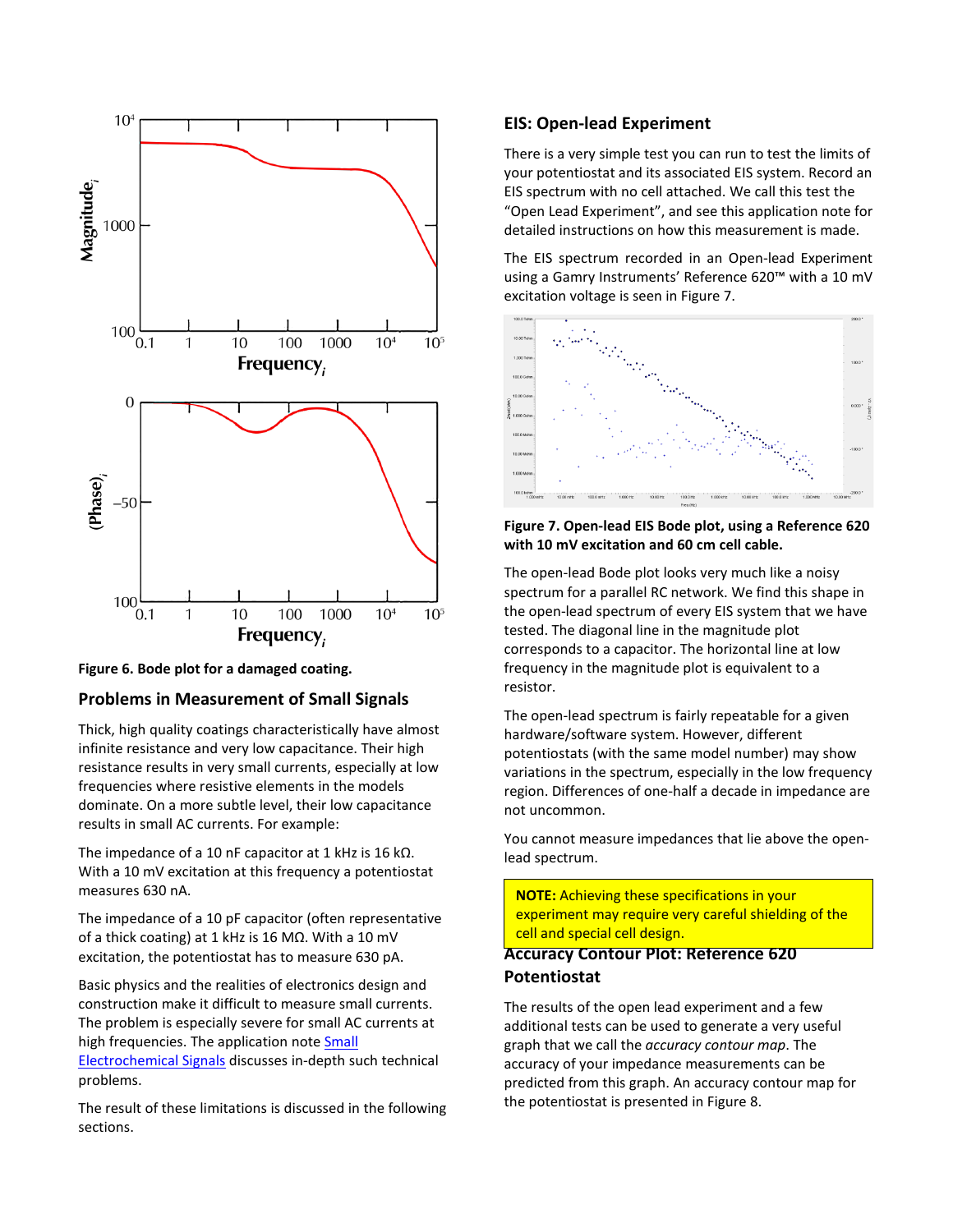Figure 6. Bode plot for a damaged coating.

## Problems in Measurement of Small Signals

Thick, high quality coatings characteristically have almost infinite resistance and very low capacitance. Their high resistance results in very small currents, especially at low frequencies where resistive elements in the models dominate. On a more subtle level, their low capacitance results in small AC currents. For example:

The impedance of a 10 nF capacitor at 1 kHz is 16 kΩ. With a 10 mV excitation at this frequency a potentiostat measures 630 nA.

The impedance of a 10 pF capacitor (often representative of a thick coating) at 1 kHz is 16 MΩ. With a 10 mV excitation, the potentiostat has to measure 630 pA.

Basic physics and the realities of electronics design and construction make it difficult to measure small currents. The problem is especially severe for small AC currents at high frequencies. The application note Small Electrochemical Signals discusses in-depth such technical problems.

The result of these limitations is discussed in the following sections.

## EIS: Open-lead Experiment

There is a very simple test you can run to test the limits of your potentiostat and its associated EIS system. Record an EIS spectrum with no cell attached. We call this test the "Open Lead Experiment", and see this application note for detailed instructions on how this measurement is made.

The EIS spectrum recorded in an Open-lead Experiment using a Gamry Instruments' Reference 620™ with a 10 mV excitation voltage is seen in Figure 7.

Figure 7. Open-lead EIS Bode plot, using a Reference 620 with 10 mV excitation and 60 cm cell cable.

The open-lead Bode plot looks very much like a noisy spectrum for a parallel RC network. We find this shape in the open-lead spectrum of every EIS system that we have tested. The diagonal line in the magnitude plot corresponds to a capacitor. The horizontal line at low frequency in the magnitude plot is equivalent to a resistor.

The open-lead spectrum is fairly repeatable for a given hardware/software system. However, different potentiostats (with the same model number) may show variations in the spectrum, especially in the low frequency region. Differences of one-half a decade in impedance are not uncommon.

You cannot measure impedances that lie above the open-lead spectrum.

**NOTE:** Achieving these specifications in your experiment may require very careful shielding of the cell and special cell design.

## Accuracy Contour Plot: Reference 620 Potentiostat

The results of the open lead experiment and a few additional tests can be used to generate a very useful graph that we call the *accuracy contour map*. The accuracy of your impedance measurements can be predicted from this graph. An accuracy contour map for the potentiostat is presented in Figure 8.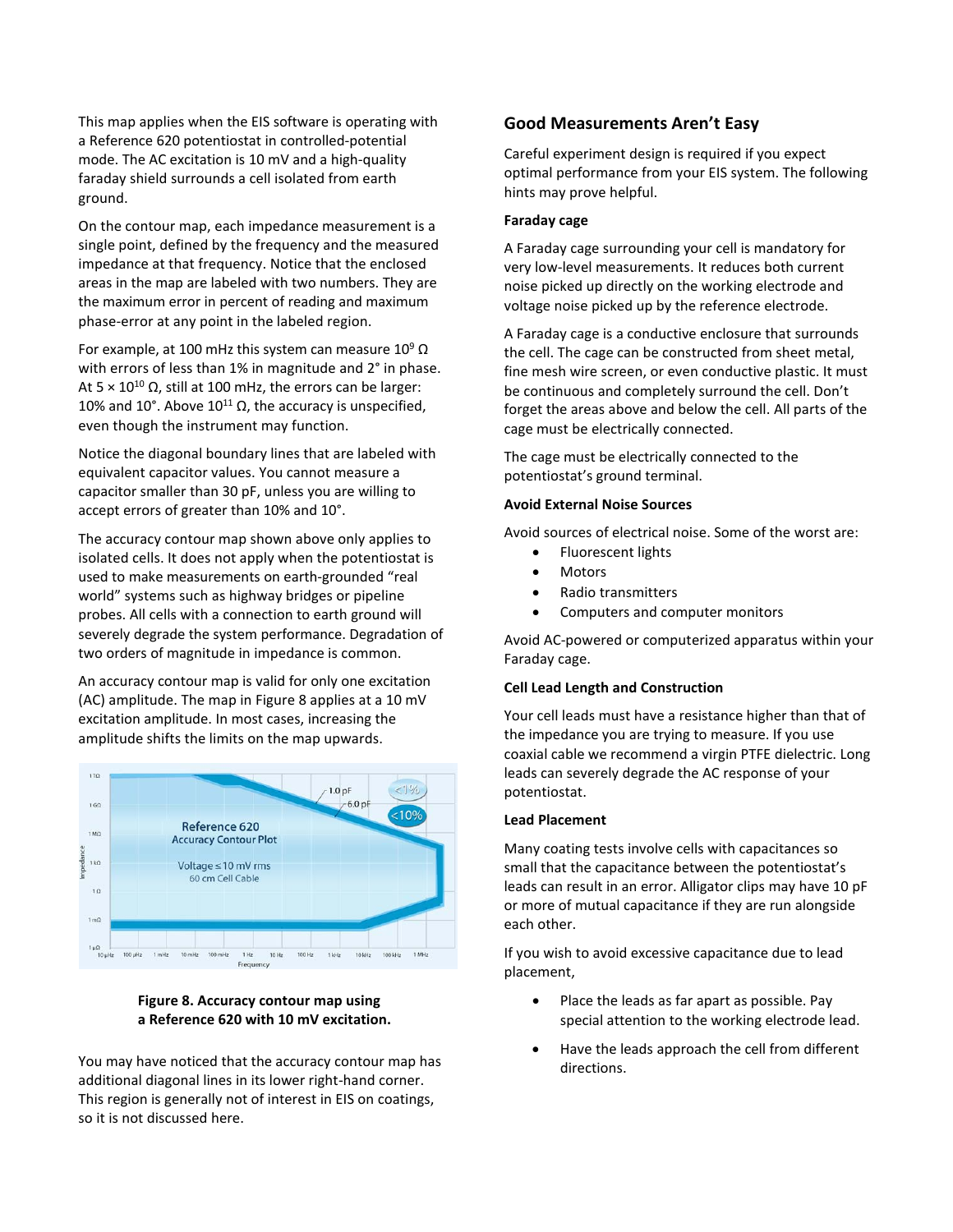This map applies when the EIS software is operating with a Reference 620 potentiostat in controlled-potential mode. The AC excitation is 10 mV and a high-quality faraday shield surrounds a cell isolated from earth ground.

On the contour map, each impedance measurement is a single point, defined by the frequency and the measured impedance at that frequency. Notice that the enclosed areas in the map are labeled with two numbers. They are the maximum error in percent of reading and maximum phase-error at any point in the labeled region.

For example, at 100 mHz this system can measure $10^9$ Ω with errors of less than 1% in magnitude and 2° in phase. At $5 \times 10^{10}$ Ω, still at 100 mHz, the errors can be larger: 10% and 10°. Above $10^{11}$ Ω, the accuracy is unspecified, even though the instrument may function.

Notice the diagonal boundary lines that are labeled with equivalent capacitor values. You cannot measure a capacitor smaller than 30 pF, unless you are willing to accept errors of greater than 10% and 10°.

The accuracy contour map shown above only applies to isolated cells. It does not apply when the potentiostat is used to make measurements on earth-grounded "real world" systems such as highway bridges or pipeline probes. All cells with a connection to earth ground will severely degrade the system performance. Degradation of two orders of magnitude in impedance is common.

An accuracy contour map is valid for only one excitation (AC) amplitude. The map in Figure 8 applies at a 10 mV excitation amplitude. In most cases, increasing the amplitude shifts the limits on the map upwards.

**Figure 8. Accuracy contour map using a Reference 620 with 10 mV excitation.**

You may have noticed that the accuracy contour map has additional diagonal lines in its lower right-hand corner. This region is generally not of interest in EIS on coatings, so it is not discussed here.

## Good Measurements Aren't Easy

Careful experiment design is required if you expect optimal performance from your EIS system. The following hints may prove helpful.

**Faraday cage**

A Faraday cage surrounding your cell is mandatory for very low-level measurements. It reduces both current noise picked up directly on the working electrode and voltage noise picked up by the reference electrode.

A Faraday cage is a conductive enclosure that surrounds the cell. The cage can be constructed from sheet metal, fine mesh wire screen, or even conductive plastic. It must be continuous and completely surround the cell. Don't forget the areas above and below the cell. All parts of the cage must be electrically connected.

The cage must be electrically connected to the potentiostat's ground terminal.

**Avoid External Noise Sources**

Avoid sources of electrical noise. Some of the worst are:

- Fluorescent lights
- Motors
- Radio transmitters
- Computers and computer monitors

Avoid AC-powered or computerized apparatus within your Faraday cage.

**Cell Lead Length and Construction**

Your cell leads must have a resistance higher than that of the impedance you are trying to measure. If you use coaxial cable we recommend a virgin PTFE dielectric. Long leads can severely degrade the AC response of your potentiostat.

**Lead Placement**

Many coating tests involve cells with capacitances so small that the capacitance between the potentiostat's leads can result in an error. Alligator clips may have 10 pF or more of mutual capacitance if they are run alongside each other.

If you wish to avoid excessive capacitance due to lead placement,

- Place the leads as far apart as possible. Pay special attention to the working electrode lead.
- Have the leads approach the cell from different directions.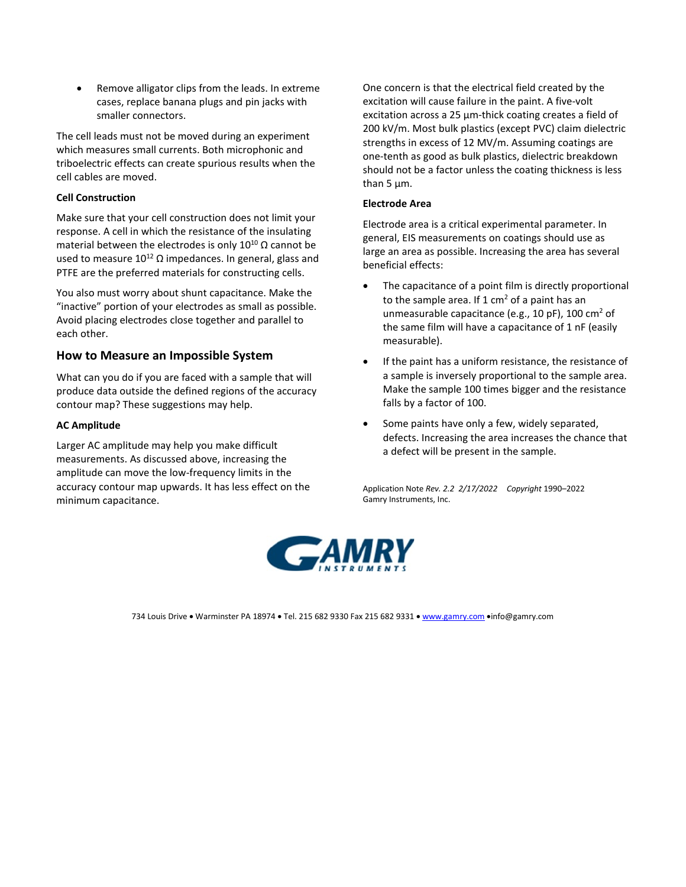- Remove alligator clips from the leads. In extreme cases, replace banana plugs and pin jacks with smaller connectors.

The cell leads must not be moved during an experiment which measures small currents. Both microphonic and triboelectric effects can create spurious results when the cell cables are moved.

**Cell Construction**

Make sure that your cell construction does not limit your response. A cell in which the resistance of the insulating material between the electrodes is only $10^{10}$ Ω cannot be used to measure $10^{12}$ Ω impedances. In general, glass and PTFE are the preferred materials for constructing cells.

You also must worry about shunt capacitance. Make the "inactive" portion of your electrodes as small as possible. Avoid placing electrodes close together and parallel to each other.

## How to Measure an Impossible System

What can you do if you are faced with a sample that will produce data outside the defined regions of the accuracy contour map? These suggestions may help.

**AC Amplitude**

Larger AC amplitude may help you make difficult measurements. As discussed above, increasing the amplitude can move the low-frequency limits in the accuracy contour map upwards. It has less effect on the minimum capacitance.

One concern is that the electrical field created by the excitation will cause failure in the paint. A five-volt excitation across a 25 µm-thick coating creates a field of 200 kV/m. Most bulk plastics (except PVC) claim dielectric strengths in excess of 12 MV/m. Assuming coatings are one-tenth as good as bulk plastics, dielectric breakdown should not be a factor unless the coating thickness is less than 5 µm.

**Electrode Area**

Electrode area is a critical experimental parameter. In general, EIS measurements on coatings should use as large an area as possible. Increasing the area has several beneficial effects:

- The capacitance of a point film is directly proportional to the sample area. If 1 $cm^2$ of a paint has an unmeasurable capacitance (e.g., 10 pF), 100 $cm^2$ of the same film will have a capacitance of 1 nF (easily measurable).
- If the paint has a uniform resistance, the resistance of a sample is inversely proportional to the sample area. Make the sample 100 times bigger and the resistance falls by a factor of 100.
- Some paints have only a few, widely separated, defects. Increasing the area increases the chance that a defect will be present in the sample.

Application Note *Rev. 2.2 2/17/2022* *Copyright* 1990–2022
Gamry Instruments, Inc.

GAMRY INSTRUMENTS

734 Louis Drive • Warminster PA 18974 • Tel. 215 682 9330 Fax 215 682 9331 • www.gamry.com • info@gamry.com